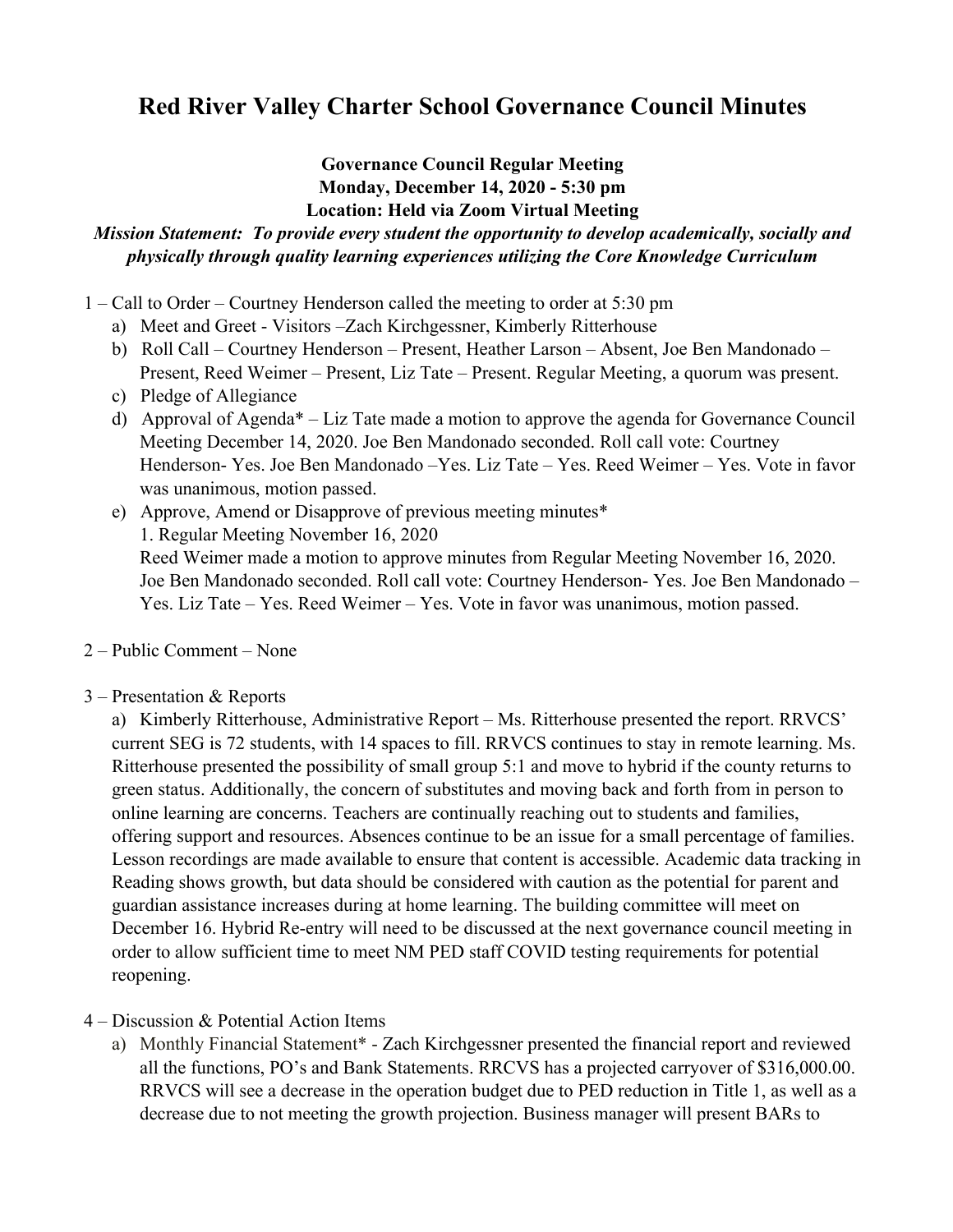# Red River Valley Charter School Governance Council Minutes

**Governance Council Regular Meeting**
**Monday, December 14, 2020 - 5:30 pm**
**Location: Held via Zoom Virtual Meeting**

***Mission Statement: To provide every student the opportunity to develop academically, socially and physically through quality learning experiences utilizing the Core Knowledge Curriculum***

1 – Call to Order – Courtney Henderson called the meeting to order at 5:30 pm

a) Meet and Greet - Visitors –Zach Kirchgessner, Kimberly Ritterhouse

b) Roll Call – Courtney Henderson – Present, Heather Larson – Absent, Joe Ben Mandonado – Present, Reed Weimer – Present, Liz Tate – Present. Regular Meeting, a quorum was present.

c) Pledge of Allegiance

d) Approval of Agenda* – Liz Tate made a motion to approve the agenda for Governance Council Meeting December 14, 2020. Joe Ben Mandonado seconded. Roll call vote: Courtney Henderson- Yes. Joe Ben Mandonado –Yes. Liz Tate – Yes. Reed Weimer – Yes. Vote in favor was unanimous, motion passed.

e) Approve, Amend or Disapprove of previous meeting minutes*
1. Regular Meeting November 16, 2020
Reed Weimer made a motion to approve minutes from Regular Meeting November 16, 2020. Joe Ben Mandonado seconded. Roll call vote: Courtney Henderson- Yes. Joe Ben Mandonado – Yes. Liz Tate – Yes. Reed Weimer – Yes. Vote in favor was unanimous, motion passed.

2 – Public Comment – None

3 – Presentation & Reports

a) Kimberly Ritterhouse, Administrative Report – Ms. Ritterhouse presented the report. RRVCS' current SEG is 72 students, with 14 spaces to fill. RRVCS continues to stay in remote learning. Ms. Ritterhouse presented the possibility of small group 5:1 and move to hybrid if the county returns to green status. Additionally, the concern of substitutes and moving back and forth from in person to online learning are concerns. Teachers are continually reaching out to students and families, offering support and resources. Absences continue to be an issue for a small percentage of families. Lesson recordings are made available to ensure that content is accessible. Academic data tracking in Reading shows growth, but data should be considered with caution as the potential for parent and guardian assistance increases during at home learning. The building committee will meet on December 16. Hybrid Re-entry will need to be discussed at the next governance council meeting in order to allow sufficient time to meet NM PED staff COVID testing requirements for potential reopening.

4 – Discussion & Potential Action Items

a) Monthly Financial Statement* - Zach Kirchgessner presented the financial report and reviewed all the functions, PO's and Bank Statements. RRCVS has a projected carryover of $316,000.00. RRVCS will see a decrease in the operation budget due to PED reduction in Title 1, as well as a decrease due to not meeting the growth projection. Business manager will present BARs to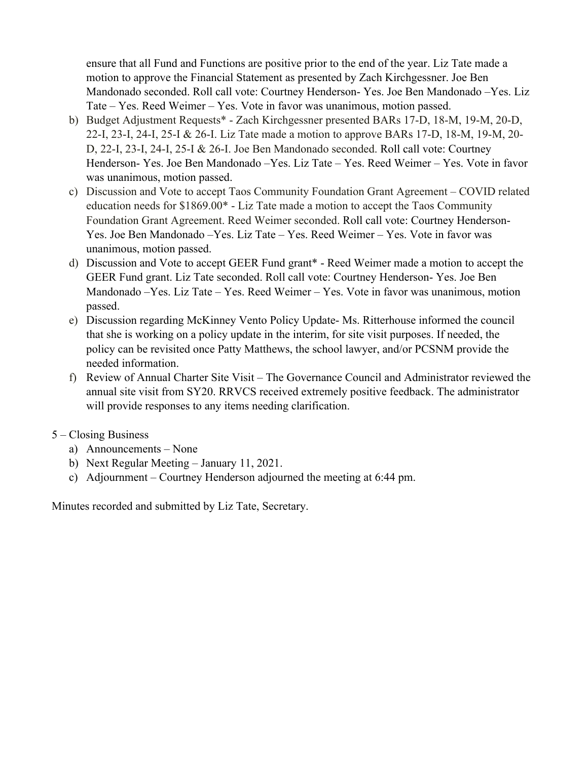ensure that all Fund and Functions are positive prior to the end of the year. Liz Tate made a motion to approve the Financial Statement as presented by Zach Kirchgessner. Joe Ben Mandonado seconded. Roll call vote: Courtney Henderson- Yes. Joe Ben Mandonado –Yes. Liz Tate – Yes. Reed Weimer – Yes. Vote in favor was unanimous, motion passed.

b) Budget Adjustment Requests* - Zach Kirchgessner presented BARs 17-D, 18-M, 19-M, 20-D, 22-I, 23-I, 24-I, 25-I & 26-I. Liz Tate made a motion to approve BARs 17-D, 18-M, 19-M, 20-D, 22-I, 23-I, 24-I, 25-I & 26-I. Joe Ben Mandonado seconded. Roll call vote: Courtney Henderson- Yes. Joe Ben Mandonado –Yes. Liz Tate – Yes. Reed Weimer – Yes. Vote in favor was unanimous, motion passed.
c) Discussion and Vote to accept Taos Community Foundation Grant Agreement – COVID related education needs for $1869.00* - Liz Tate made a motion to accept the Taos Community Foundation Grant Agreement. Reed Weimer seconded. Roll call vote: Courtney Henderson- Yes. Joe Ben Mandonado –Yes. Liz Tate – Yes. Reed Weimer – Yes. Vote in favor was unanimous, motion passed.
d) Discussion and Vote to accept GEER Fund grant* - Reed Weimer made a motion to accept the GEER Fund grant. Liz Tate seconded. Roll call vote: Courtney Henderson- Yes. Joe Ben Mandonado –Yes. Liz Tate – Yes. Reed Weimer – Yes. Vote in favor was unanimous, motion passed.
e) Discussion regarding McKinney Vento Policy Update- Ms. Ritterhouse informed the council that she is working on a policy update in the interim, for site visit purposes. If needed, the policy can be revisited once Patty Matthews, the school lawyer, and/or PCSNM provide the needed information.
f) Review of Annual Charter Site Visit – The Governance Council and Administrator reviewed the annual site visit from SY20. RRVCS received extremely positive feedback. The administrator will provide responses to any items needing clarification.

5 – Closing Business

a) Announcements – None
b) Next Regular Meeting – January 11, 2021.
c) Adjournment – Courtney Henderson adjourned the meeting at 6:44 pm.

Minutes recorded and submitted by Liz Tate, Secretary.